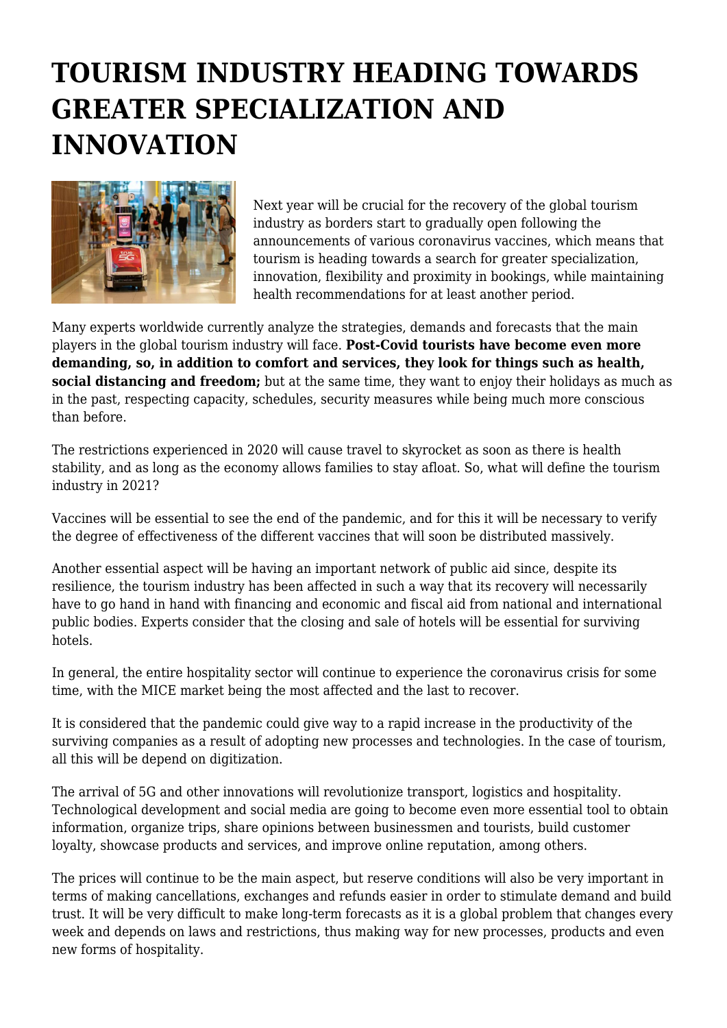# TOURISM INDUSTRY HEADING TOWARDS GREATER SPECIALIZATION AND INNOVATION

Next year will be crucial for the recovery of the global tourism industry as borders start to gradually open following the announcements of various coronavirus vaccines, which means that tourism is heading towards a search for greater specialization, innovation, flexibility and proximity in bookings, while maintaining health recommendations for at least another period.

Many experts worldwide currently analyze the strategies, demands and forecasts that the main players in the global tourism industry will face. **Post-Covid tourists have become even more demanding, so, in addition to comfort and services, they look for things such as health, social distancing and freedom;** but at the same time, they want to enjoy their holidays as much as in the past, respecting capacity, schedules, security measures while being much more conscious than before.

The restrictions experienced in 2020 will cause travel to skyrocket as soon as there is health stability, and as long as the economy allows families to stay afloat. So, what will define the tourism industry in 2021?

Vaccines will be essential to see the end of the pandemic, and for this it will be necessary to verify the degree of effectiveness of the different vaccines that will soon be distributed massively.

Another essential aspect will be having an important network of public aid since, despite its resilience, the tourism industry has been affected in such a way that its recovery will necessarily have to go hand in hand with financing and economic and fiscal aid from national and international public bodies. Experts consider that the closing and sale of hotels will be essential for surviving hotels.

In general, the entire hospitality sector will continue to experience the coronavirus crisis for some time, with the MICE market being the most affected and the last to recover.

It is considered that the pandemic could give way to a rapid increase in the productivity of the surviving companies as a result of adopting new processes and technologies. In the case of tourism, all this will be depend on digitization.

The arrival of 5G and other innovations will revolutionize transport, logistics and hospitality. Technological development and social media are going to become even more essential tool to obtain information, organize trips, share opinions between businessmen and tourists, build customer loyalty, showcase products and services, and improve online reputation, among others.

The prices will continue to be the main aspect, but reserve conditions will also be very important in terms of making cancellations, exchanges and refunds easier in order to stimulate demand and build trust. It will be very difficult to make long-term forecasts as it is a global problem that changes every week and depends on laws and restrictions, thus making way for new processes, products and even new forms of hospitality.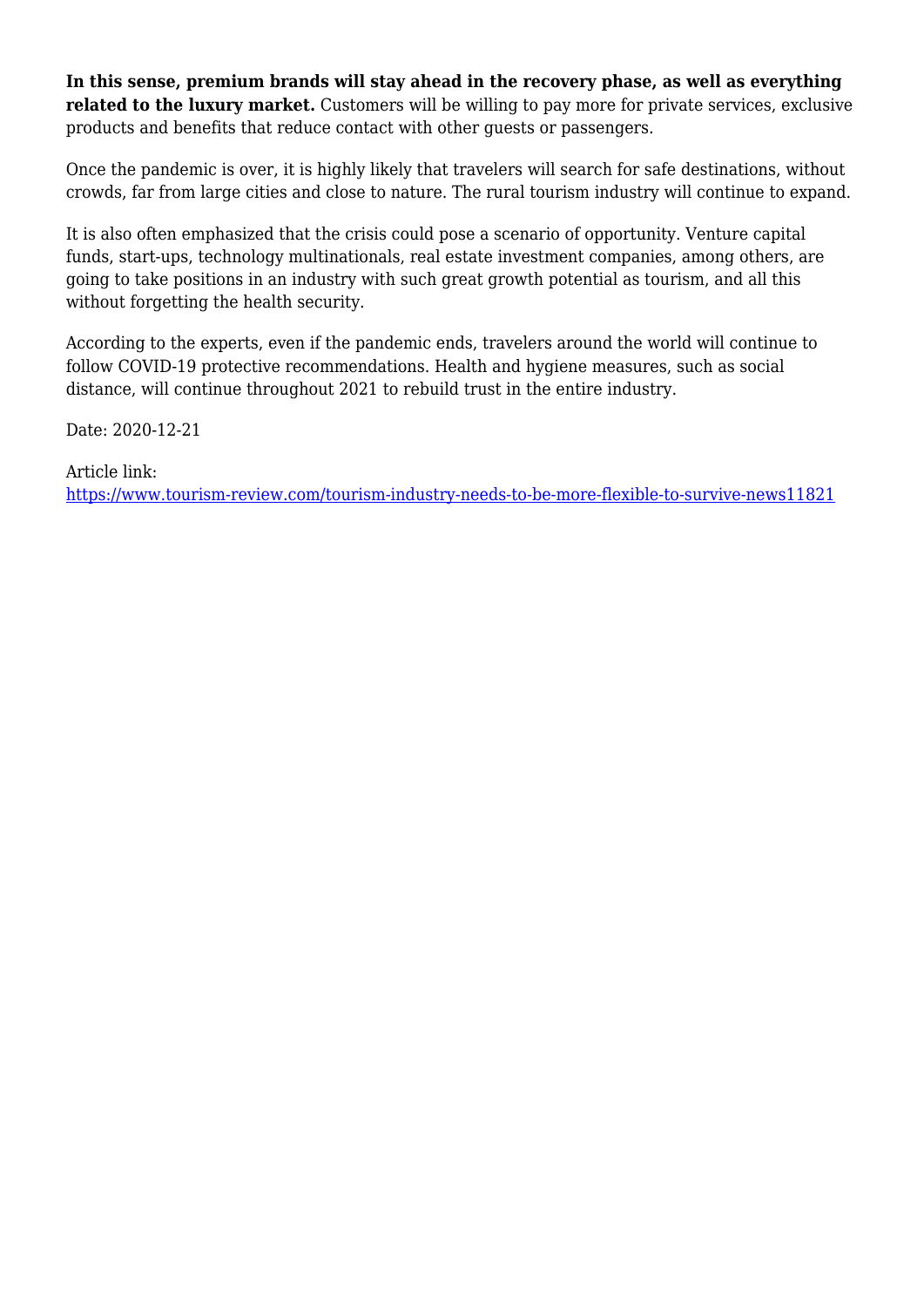**In this sense, premium brands will stay ahead in the recovery phase, as well as everything related to the luxury market.** Customers will be willing to pay more for private services, exclusive products and benefits that reduce contact with other guests or passengers.

Once the pandemic is over, it is highly likely that travelers will search for safe destinations, without crowds, far from large cities and close to nature. The rural tourism industry will continue to expand.

It is also often emphasized that the crisis could pose a scenario of opportunity. Venture capital funds, start-ups, technology multinationals, real estate investment companies, among others, are going to take positions in an industry with such great growth potential as tourism, and all this without forgetting the health security.

According to the experts, even if the pandemic ends, travelers around the world will continue to follow COVID-19 protective recommendations. Health and hygiene measures, such as social distance, will continue throughout 2021 to rebuild trust in the entire industry.

Date: 2020-12-21

Article link:
https://www.tourism-review.com/tourism-industry-needs-to-be-more-flexible-to-survive-news11821